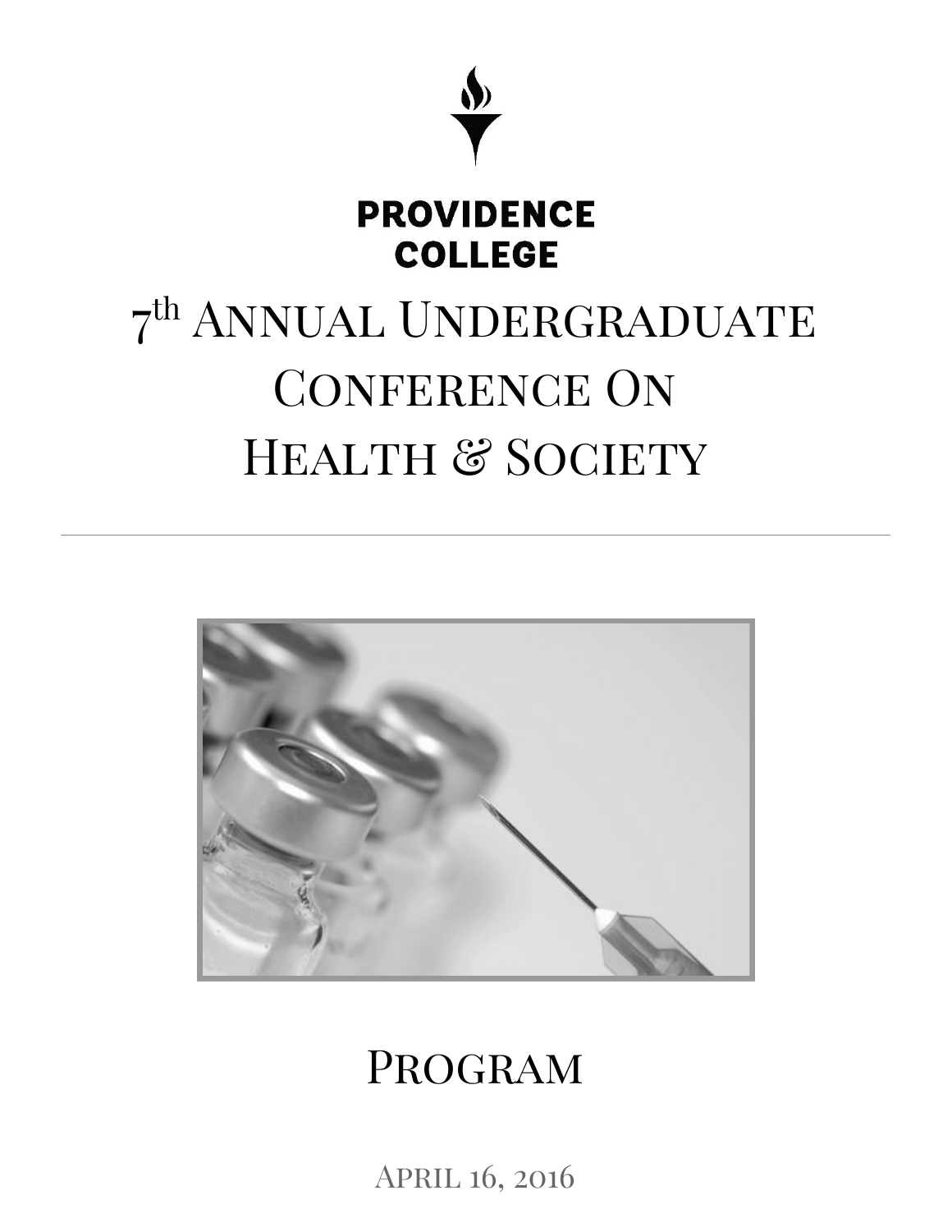**PROVIDENCE COLLEGE**

# 7th Annual Undergraduate Conference On Health & Society

## Program

April 16, 2016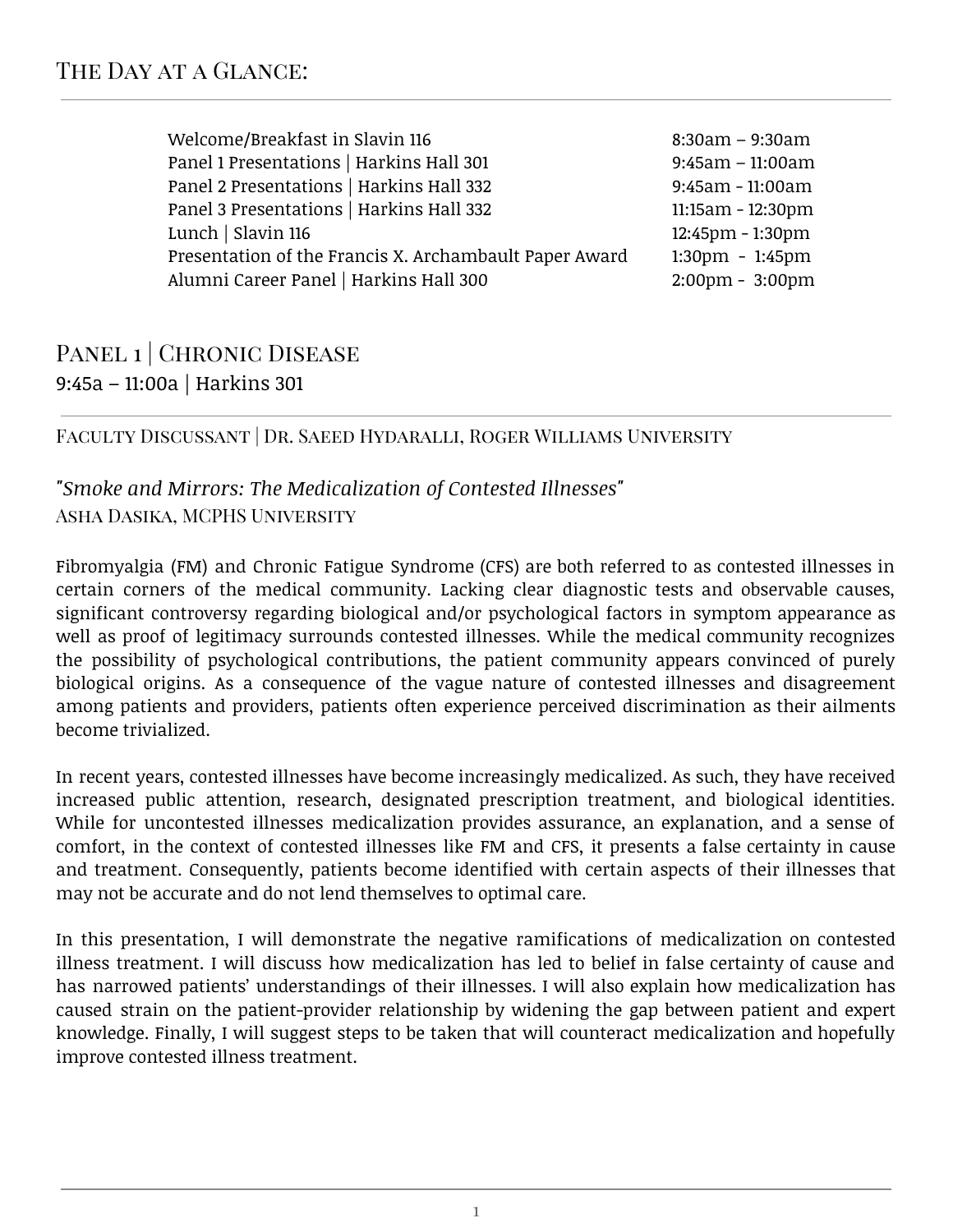## The Day at a Glance:

| | |
|---|---|
| Welcome/Breakfast in Slavin 116 | 8:30am – 9:30am |
| Panel 1 Presentations \| Harkins Hall 301 | 9:45am – 11:00am |
| Panel 2 Presentations \| Harkins Hall 332 | 9:45am - 11:00am |
| Panel 3 Presentations \| Harkins Hall 332 | 11:15am - 12:30pm |
| Lunch \| Slavin 116 | 12:45pm - 1:30pm |
| Presentation of the Francis X. Archambault Paper Award | 1:30pm - 1:45pm |
| Alumni Career Panel \| Harkins Hall 300 | 2:00pm - 3:00pm |

## Panel 1 | Chronic Disease

9:45a – 11:00a | Harkins 301

### Faculty Discussant | Dr. Saeed Hydaralli, Roger Williams University

*"Smoke and Mirrors: The Medicalization of Contested Illnesses"*
Asha Dasika, MCPHS University

Fibromyalgia (FM) and Chronic Fatigue Syndrome (CFS) are both referred to as contested illnesses in certain corners of the medical community. Lacking clear diagnostic tests and observable causes, significant controversy regarding biological and/or psychological factors in symptom appearance as well as proof of legitimacy surrounds contested illnesses. While the medical community recognizes the possibility of psychological contributions, the patient community appears convinced of purely biological origins. As a consequence of the vague nature of contested illnesses and disagreement among patients and providers, patients often experience perceived discrimination as their ailments become trivialized.

In recent years, contested illnesses have become increasingly medicalized. As such, they have received increased public attention, research, designated prescription treatment, and biological identities. While for uncontested illnesses medicalization provides assurance, an explanation, and a sense of comfort, in the context of contested illnesses like FM and CFS, it presents a false certainty in cause and treatment. Consequently, patients become identified with certain aspects of their illnesses that may not be accurate and do not lend themselves to optimal care.

In this presentation, I will demonstrate the negative ramifications of medicalization on contested illness treatment. I will discuss how medicalization has led to belief in false certainty of cause and has narrowed patients' understandings of their illnesses. I will also explain how medicalization has caused strain on the patient-provider relationship by widening the gap between patient and expert knowledge. Finally, I will suggest steps to be taken that will counteract medicalization and hopefully improve contested illness treatment.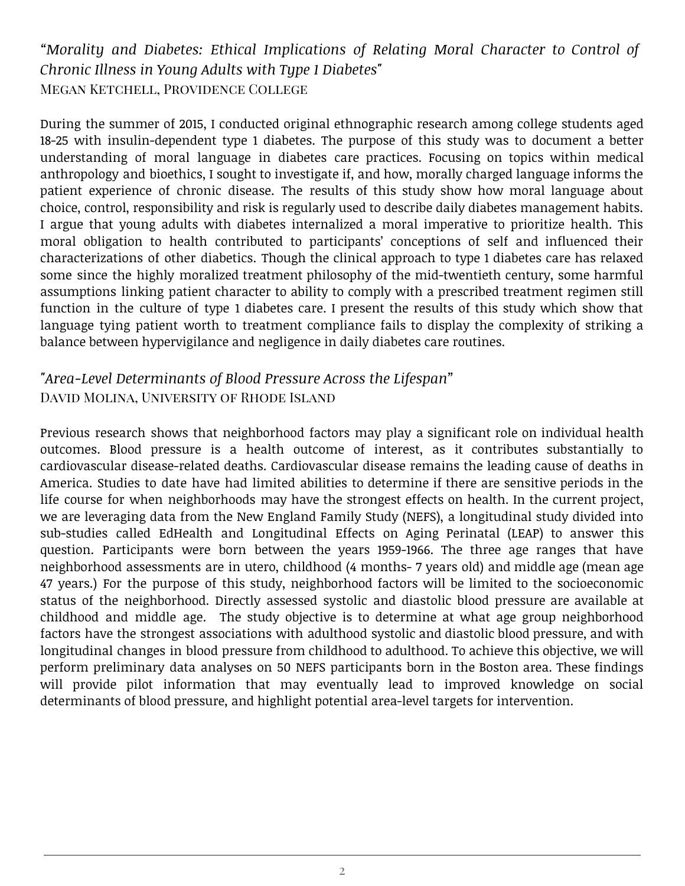### *"Morality and Diabetes: Ethical Implications of Relating Moral Character to Control of Chronic Illness in Young Adults with Type 1 Diabetes"*

Megan Ketchell, Providence College

During the summer of 2015, I conducted original ethnographic research among college students aged 18-25 with insulin-dependent type 1 diabetes. The purpose of this study was to document a better understanding of moral language in diabetes care practices. Focusing on topics within medical anthropology and bioethics, I sought to investigate if, and how, morally charged language informs the patient experience of chronic disease. The results of this study show how moral language about choice, control, responsibility and risk is regularly used to describe daily diabetes management habits. I argue that young adults with diabetes internalized a moral imperative to prioritize health. This moral obligation to health contributed to participants' conceptions of self and influenced their characterizations of other diabetics. Though the clinical approach to type 1 diabetes care has relaxed some since the highly moralized treatment philosophy of the mid-twentieth century, some harmful assumptions linking patient character to ability to comply with a prescribed treatment regimen still function in the culture of type 1 diabetes care. I present the results of this study which show that language tying patient worth to treatment compliance fails to display the complexity of striking a balance between hypervigilance and negligence in daily diabetes care routines.

### *"Area-Level Determinants of Blood Pressure Across the Lifespan"*

David Molina, University of Rhode Island

Previous research shows that neighborhood factors may play a significant role on individual health outcomes. Blood pressure is a health outcome of interest, as it contributes substantially to cardiovascular disease-related deaths. Cardiovascular disease remains the leading cause of deaths in America. Studies to date have had limited abilities to determine if there are sensitive periods in the life course for when neighborhoods may have the strongest effects on health. In the current project, we are leveraging data from the New England Family Study (NEFS), a longitudinal study divided into sub-studies called EdHealth and Longitudinal Effects on Aging Perinatal (LEAP) to answer this question. Participants were born between the years 1959-1966. The three age ranges that have neighborhood assessments are in utero, childhood (4 months- 7 years old) and middle age (mean age 47 years.) For the purpose of this study, neighborhood factors will be limited to the socioeconomic status of the neighborhood. Directly assessed systolic and diastolic blood pressure are available at childhood and middle age. The study objective is to determine at what age group neighborhood factors have the strongest associations with adulthood systolic and diastolic blood pressure, and with longitudinal changes in blood pressure from childhood to adulthood. To achieve this objective, we will perform preliminary data analyses on 50 NEFS participants born in the Boston area. These findings will provide pilot information that may eventually lead to improved knowledge on social determinants of blood pressure, and highlight potential area-level targets for intervention.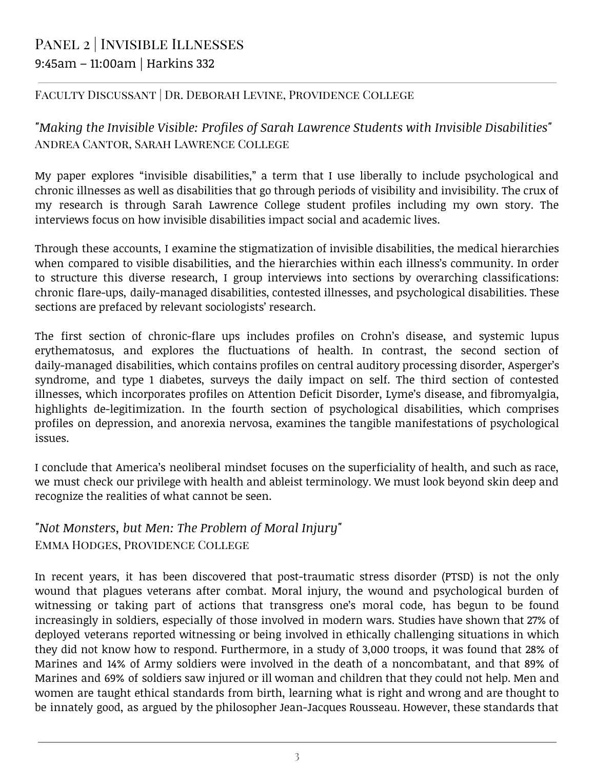## Panel 2 | Invisible Illnesses

9:45am – 11:00am | Harkins 332

Faculty Discussant | Dr. Deborah Levine, Providence College

### *"Making the Invisible Visible: Profiles of Sarah Lawrence Students with Invisible Disabilities"*

Andrea Cantor, Sarah Lawrence College

My paper explores "invisible disabilities," a term that I use liberally to include psychological and chronic illnesses as well as disabilities that go through periods of visibility and invisibility. The crux of my research is through Sarah Lawrence College student profiles including my own story. The interviews focus on how invisible disabilities impact social and academic lives.

Through these accounts, I examine the stigmatization of invisible disabilities, the medical hierarchies when compared to visible disabilities, and the hierarchies within each illness's community. In order to structure this diverse research, I group interviews into sections by overarching classifications: chronic flare-ups, daily-managed disabilities, contested illnesses, and psychological disabilities. These sections are prefaced by relevant sociologists' research.

The first section of chronic-flare ups includes profiles on Crohn's disease, and systemic lupus erythematosus, and explores the fluctuations of health. In contrast, the second section of daily-managed disabilities, which contains profiles on central auditory processing disorder, Asperger's syndrome, and type 1 diabetes, surveys the daily impact on self. The third section of contested illnesses, which incorporates profiles on Attention Deficit Disorder, Lyme's disease, and fibromyalgia, highlights de-legitimization. In the fourth section of psychological disabilities, which comprises profiles on depression, and anorexia nervosa, examines the tangible manifestations of psychological issues.

I conclude that America's neoliberal mindset focuses on the superficiality of health, and such as race, we must check our privilege with health and ableist terminology. We must look beyond skin deep and recognize the realities of what cannot be seen.

### *"Not Monsters, but Men: The Problem of Moral Injury"*

Emma Hodges, Providence College

In recent years, it has been discovered that post-traumatic stress disorder (PTSD) is not the only wound that plagues veterans after combat. Moral injury, the wound and psychological burden of witnessing or taking part of actions that transgress one's moral code, has begun to be found increasingly in soldiers, especially of those involved in modern wars. Studies have shown that 27% of deployed veterans reported witnessing or being involved in ethically challenging situations in which they did not know how to respond. Furthermore, in a study of 3,000 troops, it was found that 28% of Marines and 14% of Army soldiers were involved in the death of a noncombatant, and that 89% of Marines and 69% of soldiers saw injured or ill woman and children that they could not help. Men and women are taught ethical standards from birth, learning what is right and wrong and are thought to be innately good, as argued by the philosopher Jean-Jacques Rousseau. However, these standards that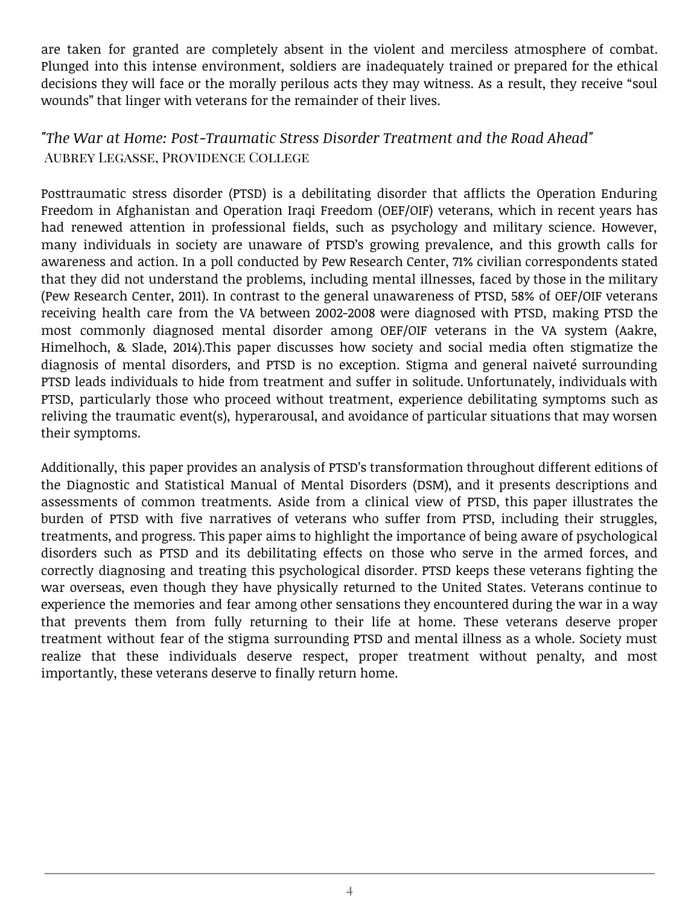are taken for granted are completely absent in the violent and merciless atmosphere of combat. Plunged into this intense environment, soldiers are inadequately trained or prepared for the ethical decisions they will face or the morally perilous acts they may witness. As a result, they receive "soul wounds" that linger with veterans for the remainder of their lives.

## *"The War at Home: Post-Traumatic Stress Disorder Treatment and the Road Ahead"*

Aubrey Legasse, Providence College

Posttraumatic stress disorder (PTSD) is a debilitating disorder that afflicts the Operation Enduring Freedom in Afghanistan and Operation Iraqi Freedom (OEF/OIF) veterans, which in recent years has had renewed attention in professional fields, such as psychology and military science. However, many individuals in society are unaware of PTSD's growing prevalence, and this growth calls for awareness and action. In a poll conducted by Pew Research Center, 71% civilian correspondents stated that they did not understand the problems, including mental illnesses, faced by those in the military (Pew Research Center, 2011). In contrast to the general unawareness of PTSD, 58% of OEF/OIF veterans receiving health care from the VA between 2002-2008 were diagnosed with PTSD, making PTSD the most commonly diagnosed mental disorder among OEF/OIF veterans in the VA system (Aakre, Himelhoch, & Slade, 2014).This paper discusses how society and social media often stigmatize the diagnosis of mental disorders, and PTSD is no exception. Stigma and general naiveté surrounding PTSD leads individuals to hide from treatment and suffer in solitude. Unfortunately, individuals with PTSD, particularly those who proceed without treatment, experience debilitating symptoms such as reliving the traumatic event(s), hyperarousal, and avoidance of particular situations that may worsen their symptoms.

Additionally, this paper provides an analysis of PTSD's transformation throughout different editions of the Diagnostic and Statistical Manual of Mental Disorders (DSM), and it presents descriptions and assessments of common treatments. Aside from a clinical view of PTSD, this paper illustrates the burden of PTSD with five narratives of veterans who suffer from PTSD, including their struggles, treatments, and progress. This paper aims to highlight the importance of being aware of psychological disorders such as PTSD and its debilitating effects on those who serve in the armed forces, and correctly diagnosing and treating this psychological disorder. PTSD keeps these veterans fighting the war overseas, even though they have physically returned to the United States. Veterans continue to experience the memories and fear among other sensations they encountered during the war in a way that prevents them from fully returning to their life at home. These veterans deserve proper treatment without fear of the stigma surrounding PTSD and mental illness as a whole. Society must realize that these individuals deserve respect, proper treatment without penalty, and most importantly, these veterans deserve to finally return home.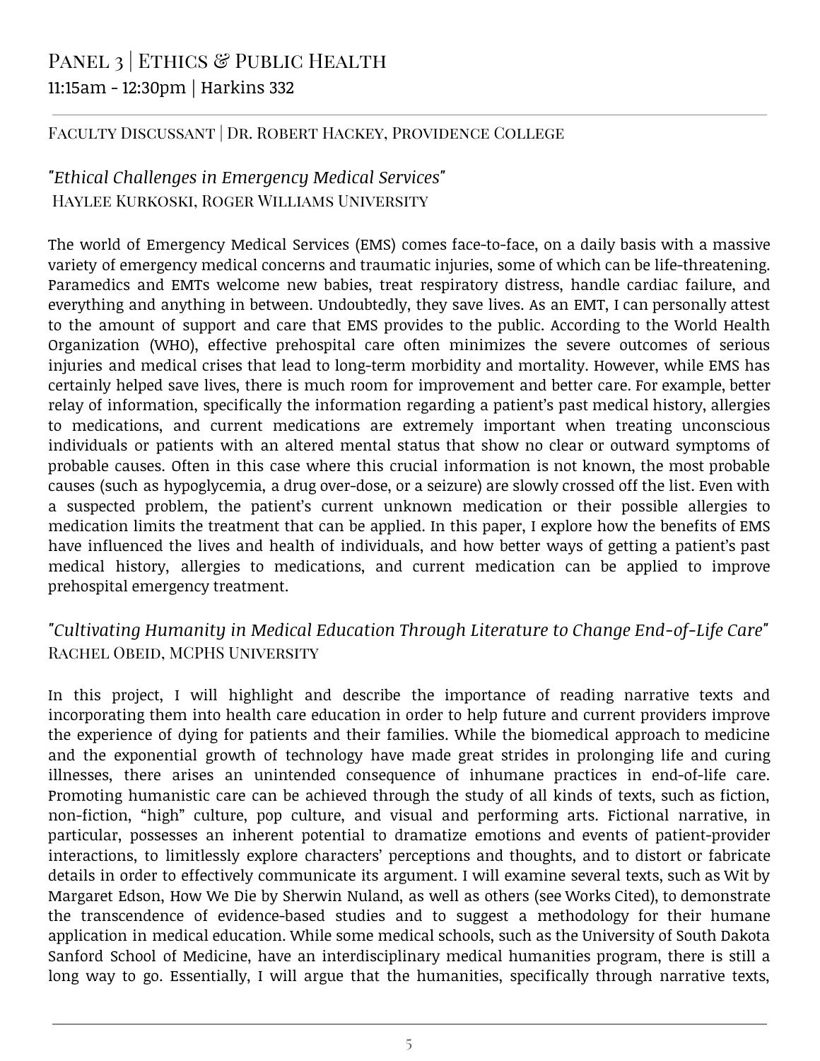## Panel 3 | Ethics & Public Health

11:15am - 12:30pm | Harkins 332

Faculty Discussant | Dr. Robert Hackey, Providence College

### *"Ethical Challenges in Emergency Medical Services"*

Haylee Kurkoski, Roger Williams University

The world of Emergency Medical Services (EMS) comes face-to-face, on a daily basis with a massive variety of emergency medical concerns and traumatic injuries, some of which can be life-threatening. Paramedics and EMTs welcome new babies, treat respiratory distress, handle cardiac failure, and everything and anything in between. Undoubtedly, they save lives. As an EMT, I can personally attest to the amount of support and care that EMS provides to the public. According to the World Health Organization (WHO), effective prehospital care often minimizes the severe outcomes of serious injuries and medical crises that lead to long-term morbidity and mortality. However, while EMS has certainly helped save lives, there is much room for improvement and better care. For example, better relay of information, specifically the information regarding a patient's past medical history, allergies to medications, and current medications are extremely important when treating unconscious individuals or patients with an altered mental status that show no clear or outward symptoms of probable causes. Often in this case where this crucial information is not known, the most probable causes (such as hypoglycemia, a drug over-dose, or a seizure) are slowly crossed off the list. Even with a suspected problem, the patient's current unknown medication or their possible allergies to medication limits the treatment that can be applied. In this paper, I explore how the benefits of EMS have influenced the lives and health of individuals, and how better ways of getting a patient's past medical history, allergies to medications, and current medication can be applied to improve prehospital emergency treatment.

### *"Cultivating Humanity in Medical Education Through Literature to Change End-of-Life Care"*

Rachel Obeid, MCPHS University

In this project, I will highlight and describe the importance of reading narrative texts and incorporating them into health care education in order to help future and current providers improve the experience of dying for patients and their families. While the biomedical approach to medicine and the exponential growth of technology have made great strides in prolonging life and curing illnesses, there arises an unintended consequence of inhumane practices in end-of-life care. Promoting humanistic care can be achieved through the study of all kinds of texts, such as fiction, non-fiction, "high" culture, pop culture, and visual and performing arts. Fictional narrative, in particular, possesses an inherent potential to dramatize emotions and events of patient-provider interactions, to limitlessly explore characters' perceptions and thoughts, and to distort or fabricate details in order to effectively communicate its argument. I will examine several texts, such as Wit by Margaret Edson, How We Die by Sherwin Nuland, as well as others (see Works Cited), to demonstrate the transcendence of evidence-based studies and to suggest a methodology for their humane application in medical education. While some medical schools, such as the University of South Dakota Sanford School of Medicine, have an interdisciplinary medical humanities program, there is still a long way to go. Essentially, I will argue that the humanities, specifically through narrative texts,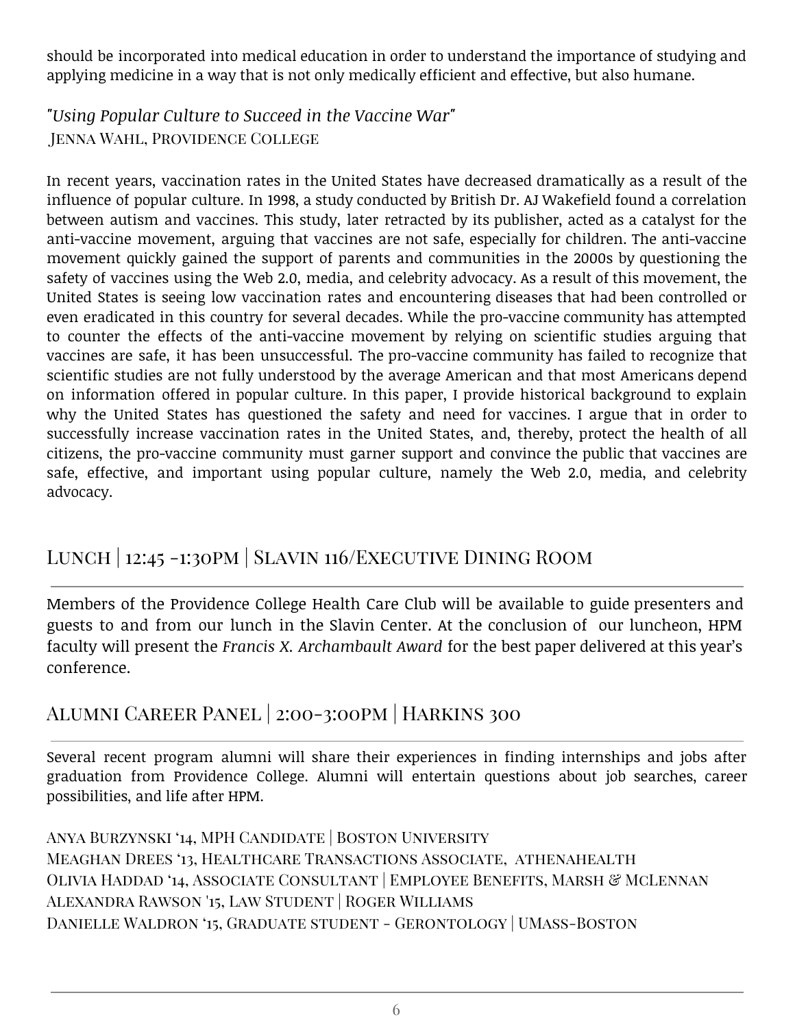should be incorporated into medical education in order to understand the importance of studying and applying medicine in a way that is not only medically efficient and effective, but also humane.

### *"Using Popular Culture to Succeed in the Vaccine War"*

Jenna Wahl, Providence College

In recent years, vaccination rates in the United States have decreased dramatically as a result of the influence of popular culture. In 1998, a study conducted by British Dr. AJ Wakefield found a correlation between autism and vaccines. This study, later retracted by its publisher, acted as a catalyst for the anti-vaccine movement, arguing that vaccines are not safe, especially for children. The anti-vaccine movement quickly gained the support of parents and communities in the 2000s by questioning the safety of vaccines using the Web 2.0, media, and celebrity advocacy. As a result of this movement, the United States is seeing low vaccination rates and encountering diseases that had been controlled or even eradicated in this country for several decades. While the pro-vaccine community has attempted to counter the effects of the anti-vaccine movement by relying on scientific studies arguing that vaccines are safe, it has been unsuccessful. The pro-vaccine community has failed to recognize that scientific studies are not fully understood by the average American and that most Americans depend on information offered in popular culture. In this paper, I provide historical background to explain why the United States has questioned the safety and need for vaccines. I argue that in order to successfully increase vaccination rates in the United States, and, thereby, protect the health of all citizens, the pro-vaccine community must garner support and convince the public that vaccines are safe, effective, and important using popular culture, namely the Web 2.0, media, and celebrity advocacy.

## Lunch | 12:45 -1:30PM | Slavin 116/Executive Dining Room

Members of the Providence College Health Care Club will be available to guide presenters and guests to and from our lunch in the Slavin Center. At the conclusion of our luncheon, HPM faculty will present the *Francis X. Archambault Award* for the best paper delivered at this year's conference.

## Alumni Career Panel | 2:00-3:00PM | Harkins 300

Several recent program alumni will share their experiences in finding internships and jobs after graduation from Providence College. Alumni will entertain questions about job searches, career possibilities, and life after HPM.

Anya Burzynski '14, MPH Candidate | Boston University  
Meaghan Drees '13, Healthcare Transactions Associate, athenahealth  
Olivia Haddad '14, Associate Consultant | Employee Benefits, Marsh & McLennan  
Alexandra Rawson '15, Law Student | Roger Williams  
Danielle Waldron '15, Graduate student - Gerontology | UMass-Boston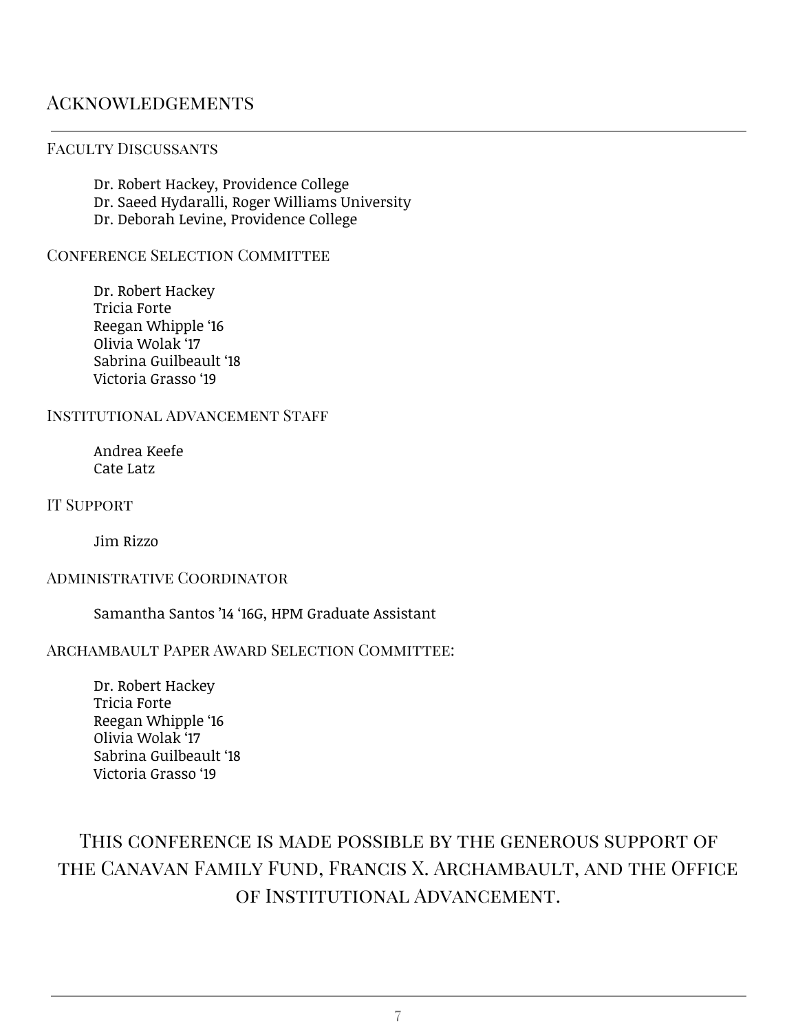## Acknowledgements

### Faculty Discussants

Dr. Robert Hackey, Providence College
Dr. Saeed Hydaralli, Roger Williams University
Dr. Deborah Levine, Providence College

### Conference Selection Committee

Dr. Robert Hackey
Tricia Forte
Reegan Whipple '16
Olivia Wolak '17
Sabrina Guilbeault '18
Victoria Grasso '19

### Institutional Advancement Staff

Andrea Keefe
Cate Latz

### IT Support

Jim Rizzo

### Administrative Coordinator

Samantha Santos '14 '16G, HPM Graduate Assistant

### Archambault Paper Award Selection Committee:

Dr. Robert Hackey
Tricia Forte
Reegan Whipple '16
Olivia Wolak '17
Sabrina Guilbeault '18
Victoria Grasso '19

This conference is made possible by the generous support of the Canavan Family Fund, Francis X. Archambault, and the Office of Institutional Advancement.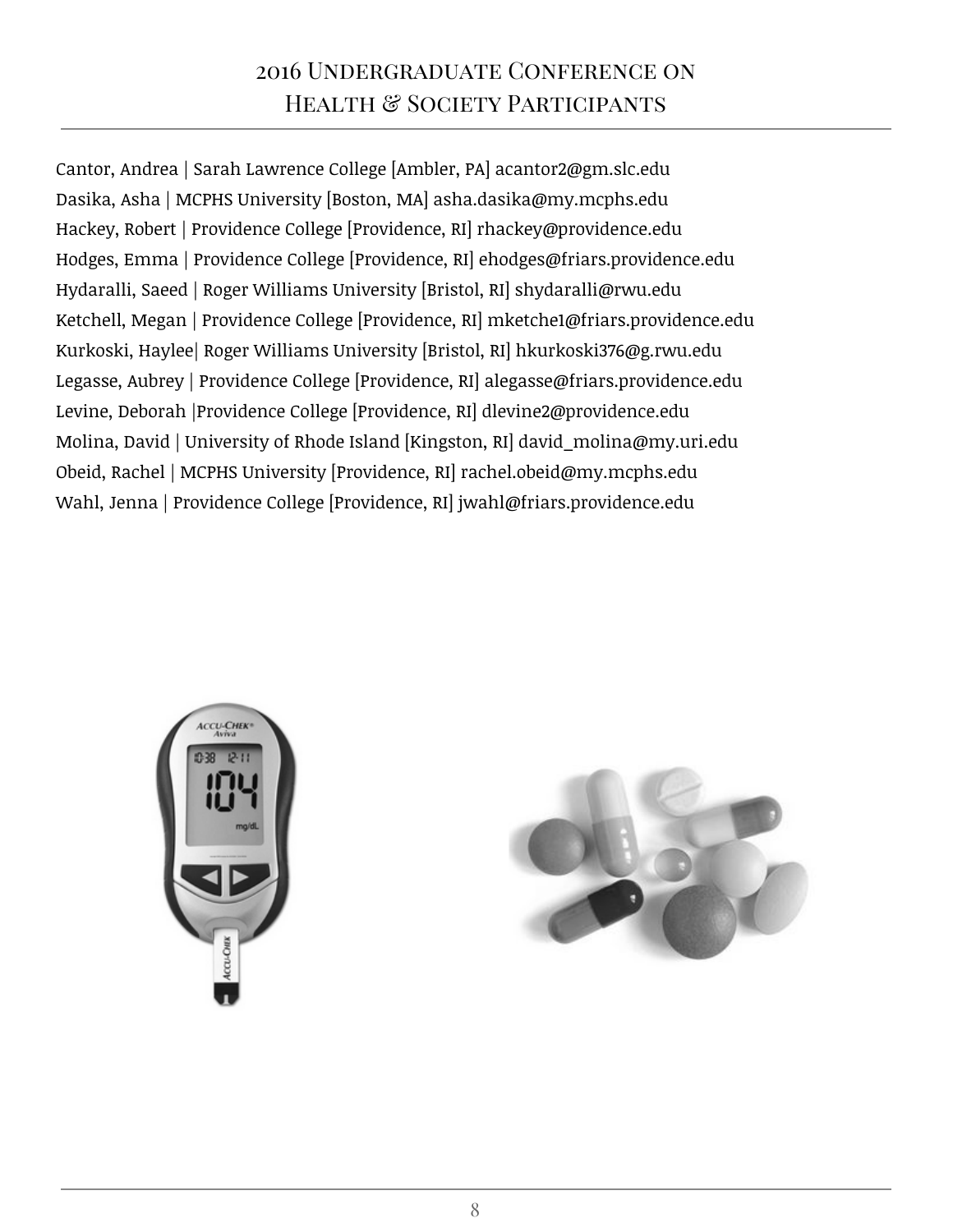# 2016 Undergraduate Conference on Health & Society Participants

Cantor, Andrea | Sarah Lawrence College [Ambler, PA] acantor2@gm.slc.edu
Dasika, Asha | MCPHS University [Boston, MA] asha.dasika@my.mcphs.edu
Hackey, Robert | Providence College [Providence, RI] rhackey@providence.edu
Hodges, Emma | Providence College [Providence, RI] ehodges@friars.providence.edu
Hydaralli, Saeed | Roger Williams University [Bristol, RI] shydaralli@rwu.edu
Ketchell, Megan | Providence College [Providence, RI] mketche1@friars.providence.edu
Kurkoski, Haylee| Roger Williams University [Bristol, RI] hkurkoski376@g.rwu.edu
Legasse, Aubrey | Providence College [Providence, RI] alegasse@friars.providence.edu
Levine, Deborah |Providence College [Providence, RI] dlevine2@providence.edu
Molina, David | University of Rhode Island [Kingston, RI] david_molina@my.uri.edu
Obeid, Rachel | MCPHS University [Providence, RI] rachel.obeid@my.mcphs.edu
Wahl, Jenna | Providence College [Providence, RI] jwahl@friars.providence.edu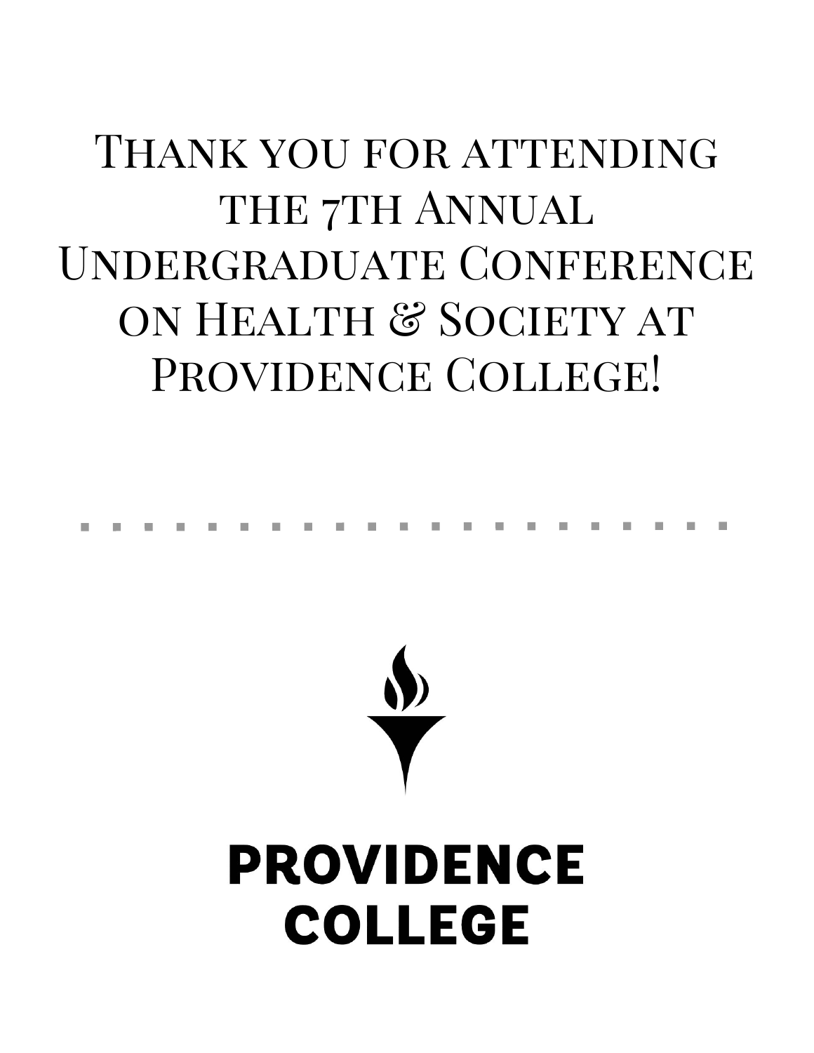# Thank you for attending the 7th Annual Undergraduate Conference on Health & Society at Providence College!

**PROVIDENCE COLLEGE**